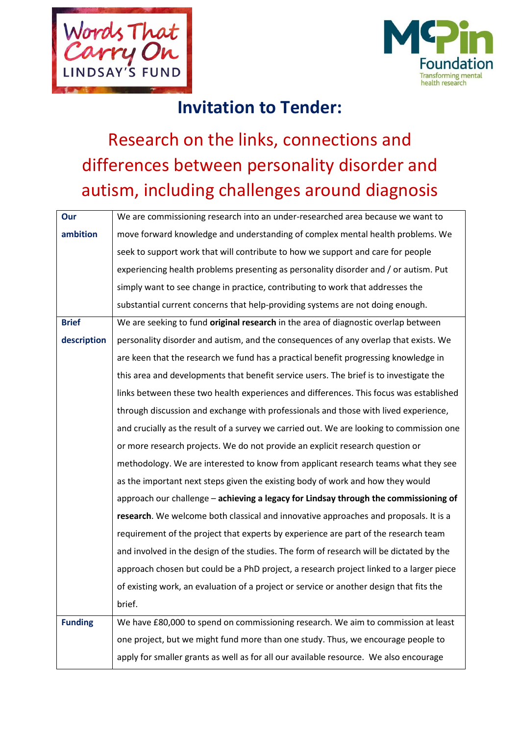# Invitation to Tender:

## Research on the links, connections and differences between personality disorder and autism, including challenges around diagnosis

| | |
|---|---|
| **Our ambition** | We are commissioning research into an under-researched area because we want to move forward knowledge and understanding of complex mental health problems. We seek to support work that will contribute to how we support and care for people experiencing health problems presenting as personality disorder and / or autism. Put simply want to see change in practice, contributing to work that addresses the substantial current concerns that help-providing systems are not doing enough. |
| **Brief description** | We are seeking to fund **original research** in the area of diagnostic overlap between personality disorder and autism, and the consequences of any overlap that exists. We are keen that the research we fund has a practical benefit progressing knowledge in this area and developments that benefit service users. The brief is to investigate the links between these two health experiences and differences. This focus was established through discussion and exchange with professionals and those with lived experience, and crucially as the result of a survey we carried out. We are looking to commission one or more research projects. We do not provide an explicit research question or methodology. We are interested to know from applicant research teams what they see as the important next steps given the existing body of work and how they would approach our challenge – **achieving a legacy for Lindsay through the commissioning of research**. We welcome both classical and innovative approaches and proposals. It is a requirement of the project that experts by experience are part of the research team and involved in the design of the studies. The form of research will be dictated by the approach chosen but could be a PhD project, a research project linked to a larger piece of existing work, an evaluation of a project or service or another design that fits the brief. |
| **Funding** | We have £80,000 to spend on commissioning research. We aim to commission at least one project, but we might fund more than one study. Thus, we encourage people to apply for smaller grants as well as for all our available resource. We also encourage |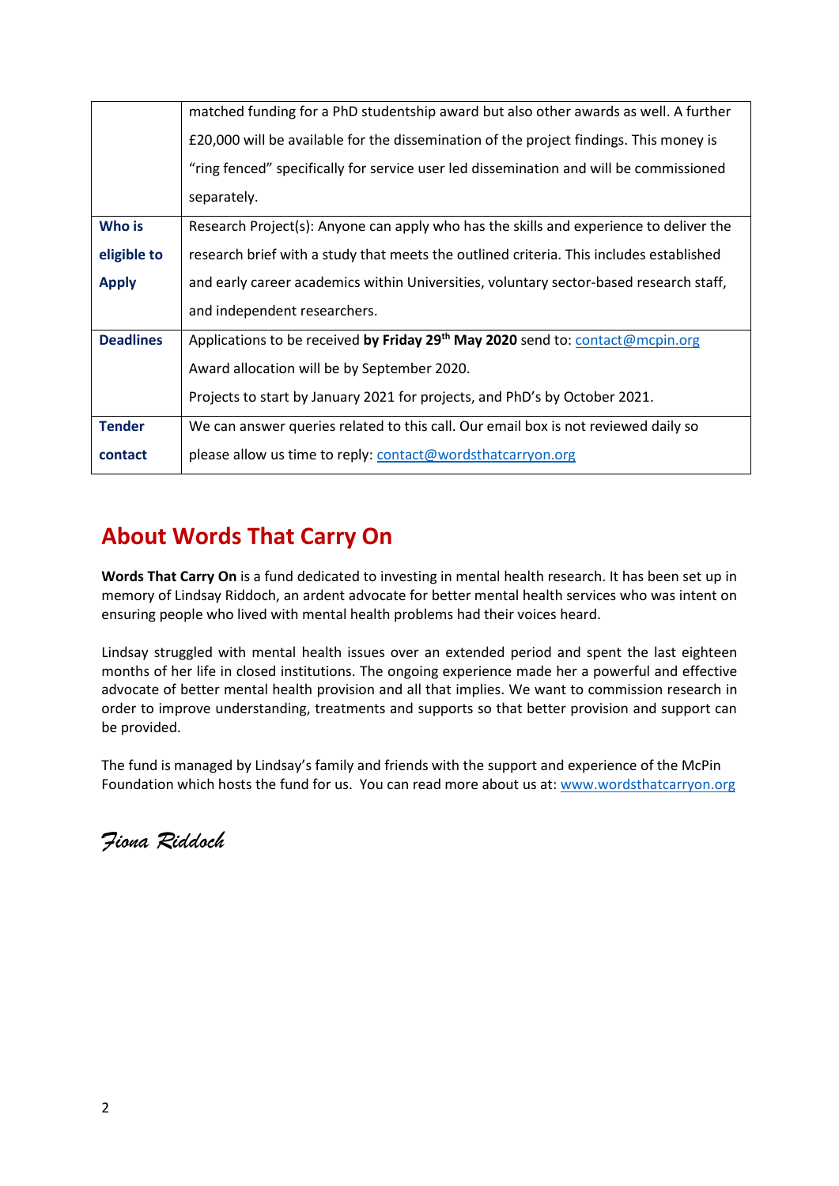| | |
|---|---|
| | matched funding for a PhD studentship award but also other awards as well. A further £20,000 will be available for the dissemination of the project findings. This money is "ring fenced" specifically for service user led dissemination and will be commissioned separately. |
| **Who is eligible to Apply** | Research Project(s): Anyone can apply who has the skills and experience to deliver the research brief with a study that meets the outlined criteria. This includes established and early career academics within Universities, voluntary sector-based research staff, and independent researchers. |
| **Deadlines** | Applications to be received **by Friday 29th May 2020** send to: contact@mcpin.org<br>Award allocation will be by September 2020.<br>Projects to start by January 2021 for projects, and PhD's by October 2021. |
| **Tender contact** | We can answer queries related to this call. Our email box is not reviewed daily so please allow us time to reply: contact@wordsthatcarryon.org |

## About Words That Carry On

**Words That Carry On** is a fund dedicated to investing in mental health research. It has been set up in memory of Lindsay Riddoch, an ardent advocate for better mental health services who was intent on ensuring people who lived with mental health problems had their voices heard.

Lindsay struggled with mental health issues over an extended period and spent the last eighteen months of her life in closed institutions. The ongoing experience made her a powerful and effective advocate of better mental health provision and all that implies. We want to commission research in order to improve understanding, treatments and supports so that better provision and support can be provided.

The fund is managed by Lindsay's family and friends with the support and experience of the McPin Foundation which hosts the fund for us. You can read more about us at: www.wordsthatcarryon.org

*Fiona Riddoch*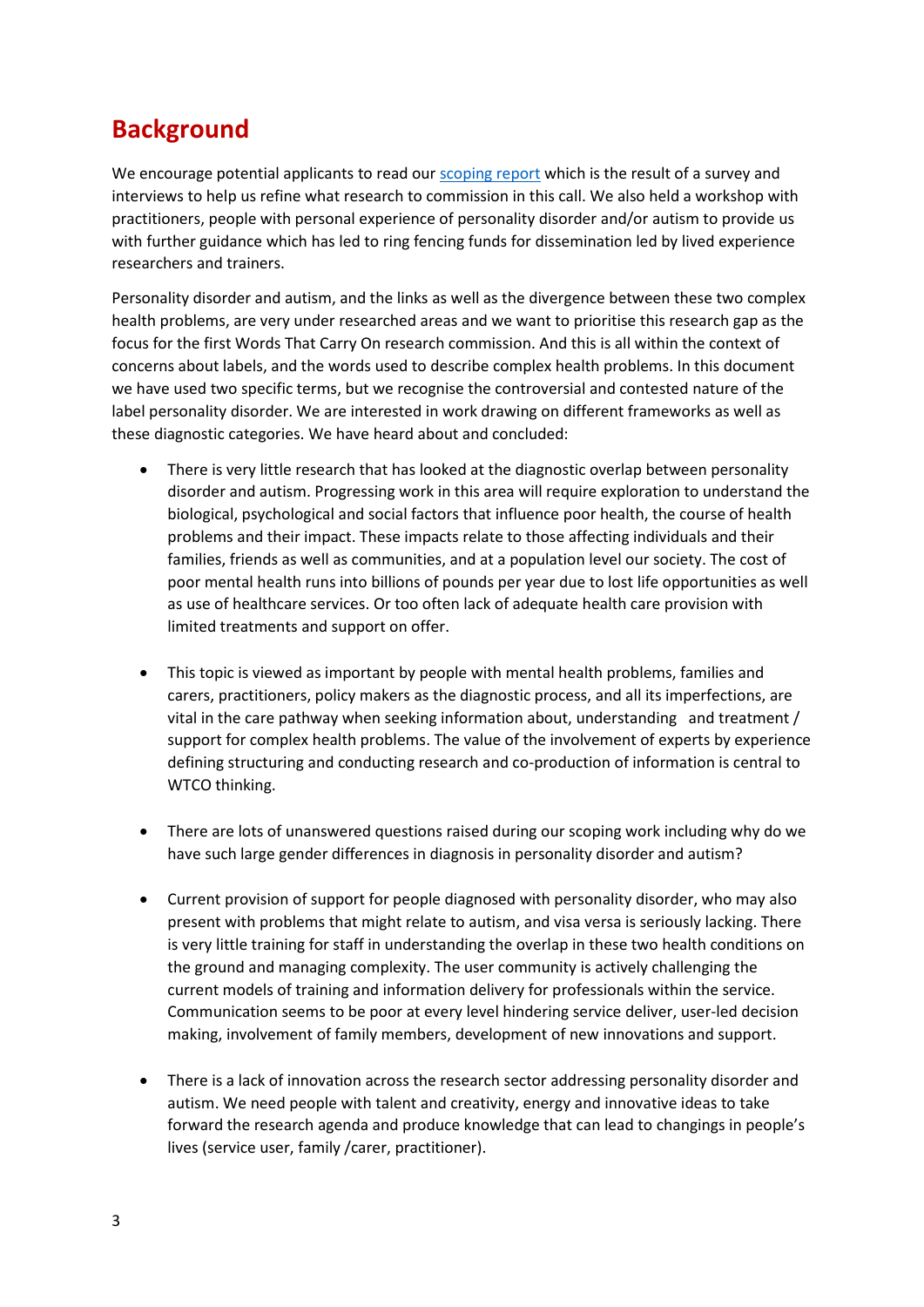# Background

We encourage potential applicants to read our [scoping report](scoping report) which is the result of a survey and interviews to help us refine what research to commission in this call. We also held a workshop with practitioners, people with personal experience of personality disorder and/or autism to provide us with further guidance which has led to ring fencing funds for dissemination led by lived experience researchers and trainers.

Personality disorder and autism, and the links as well as the divergence between these two complex health problems, are very under researched areas and we want to prioritise this research gap as the focus for the first Words That Carry On research commission. And this is all within the context of concerns about labels, and the words used to describe complex health problems. In this document we have used two specific terms, but we recognise the controversial and contested nature of the label personality disorder. We are interested in work drawing on different frameworks as well as these diagnostic categories. We have heard about and concluded:

- There is very little research that has looked at the diagnostic overlap between personality disorder and autism. Progressing work in this area will require exploration to understand the biological, psychological and social factors that influence poor health, the course of health problems and their impact. These impacts relate to those affecting individuals and their families, friends as well as communities, and at a population level our society. The cost of poor mental health runs into billions of pounds per year due to lost life opportunities as well as use of healthcare services. Or too often lack of adequate health care provision with limited treatments and support on offer.

- This topic is viewed as important by people with mental health problems, families and carers, practitioners, policy makers as the diagnostic process, and all its imperfections, are vital in the care pathway when seeking information about, understanding and treatment / support for complex health problems. The value of the involvement of experts by experience defining structuring and conducting research and co-production of information is central to WTCO thinking.

- There are lots of unanswered questions raised during our scoping work including why do we have such large gender differences in diagnosis in personality disorder and autism?

- Current provision of support for people diagnosed with personality disorder, who may also present with problems that might relate to autism, and visa versa is seriously lacking. There is very little training for staff in understanding the overlap in these two health conditions on the ground and managing complexity. The user community is actively challenging the current models of training and information delivery for professionals within the service. Communication seems to be poor at every level hindering service deliver, user-led decision making, involvement of family members, development of new innovations and support.

- There is a lack of innovation across the research sector addressing personality disorder and autism. We need people with talent and creativity, energy and innovative ideas to take forward the research agenda and produce knowledge that can lead to changings in people's lives (service user, family /carer, practitioner).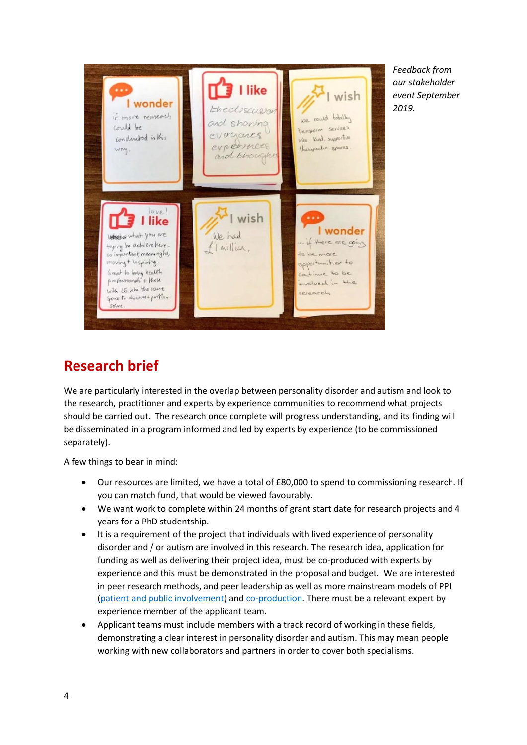*Feedback from our stakeholder event September 2019.*

## Research brief

We are particularly interested in the overlap between personality disorder and autism and look to the research, practitioner and experts by experience communities to recommend what projects should be carried out. The research once complete will progress understanding, and its finding will be disseminated in a program informed and led by experts by experience (to be commissioned separately).

A few things to bear in mind:

- Our resources are limited, we have a total of £80,000 to spend to commissioning research. If you can match fund, that would be viewed favourably.
- We want work to complete within 24 months of grant start date for research projects and 4 years for a PhD studentship.
- It is a requirement of the project that individuals with lived experience of personality disorder and / or autism are involved in this research. The research idea, application for funding as well as delivering their project idea, must be co-produced with experts by experience and this must be demonstrated in the proposal and budget. We are interested in peer research methods, and peer leadership as well as more mainstream models of PPI (patient and public involvement) and co-production. There must be a relevant expert by experience member of the applicant team.
- Applicant teams must include members with a track record of working in these fields, demonstrating a clear interest in personality disorder and autism. This may mean people working with new collaborators and partners in order to cover both specialisms.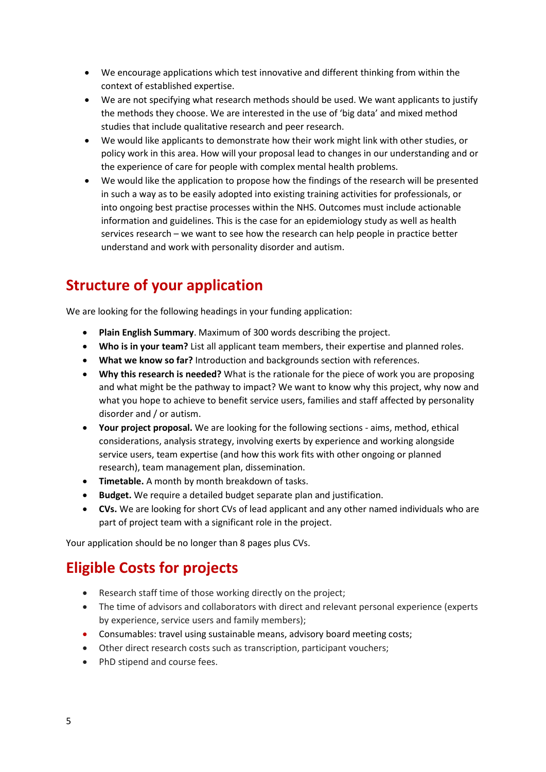- We encourage applications which test innovative and different thinking from within the context of established expertise.
- We are not specifying what research methods should be used. We want applicants to justify the methods they choose. We are interested in the use of 'big data' and mixed method studies that include qualitative research and peer research.
- We would like applicants to demonstrate how their work might link with other studies, or policy work in this area. How will your proposal lead to changes in our understanding and or the experience of care for people with complex mental health problems.
- We would like the application to propose how the findings of the research will be presented in such a way as to be easily adopted into existing training activities for professionals, or into ongoing best practise processes within the NHS. Outcomes must include actionable information and guidelines. This is the case for an epidemiology study as well as health services research – we want to see how the research can help people in practice better understand and work with personality disorder and autism.

## Structure of your application

We are looking for the following headings in your funding application:

- **Plain English Summary**. Maximum of 300 words describing the project.
- **Who is in your team?** List all applicant team members, their expertise and planned roles.
- **What we know so far?** Introduction and backgrounds section with references.
- **Why this research is needed?** What is the rationale for the piece of work you are proposing and what might be the pathway to impact? We want to know why this project, why now and what you hope to achieve to benefit service users, families and staff affected by personality disorder and / or autism.
- **Your project proposal.** We are looking for the following sections - aims, method, ethical considerations, analysis strategy, involving exerts by experience and working alongside service users, team expertise (and how this work fits with other ongoing or planned research), team management plan, dissemination.
- **Timetable.** A month by month breakdown of tasks.
- **Budget.** We require a detailed budget separate plan and justification.
- **CVs.** We are looking for short CVs of lead applicant and any other named individuals who are part of project team with a significant role in the project.

Your application should be no longer than 8 pages plus CVs.

## Eligible Costs for projects

- Research staff time of those working directly on the project;
- The time of advisors and collaborators with direct and relevant personal experience (experts by experience, service users and family members);
- Consumables: travel using sustainable means, advisory board meeting costs;
- Other direct research costs such as transcription, participant vouchers;
- PhD stipend and course fees.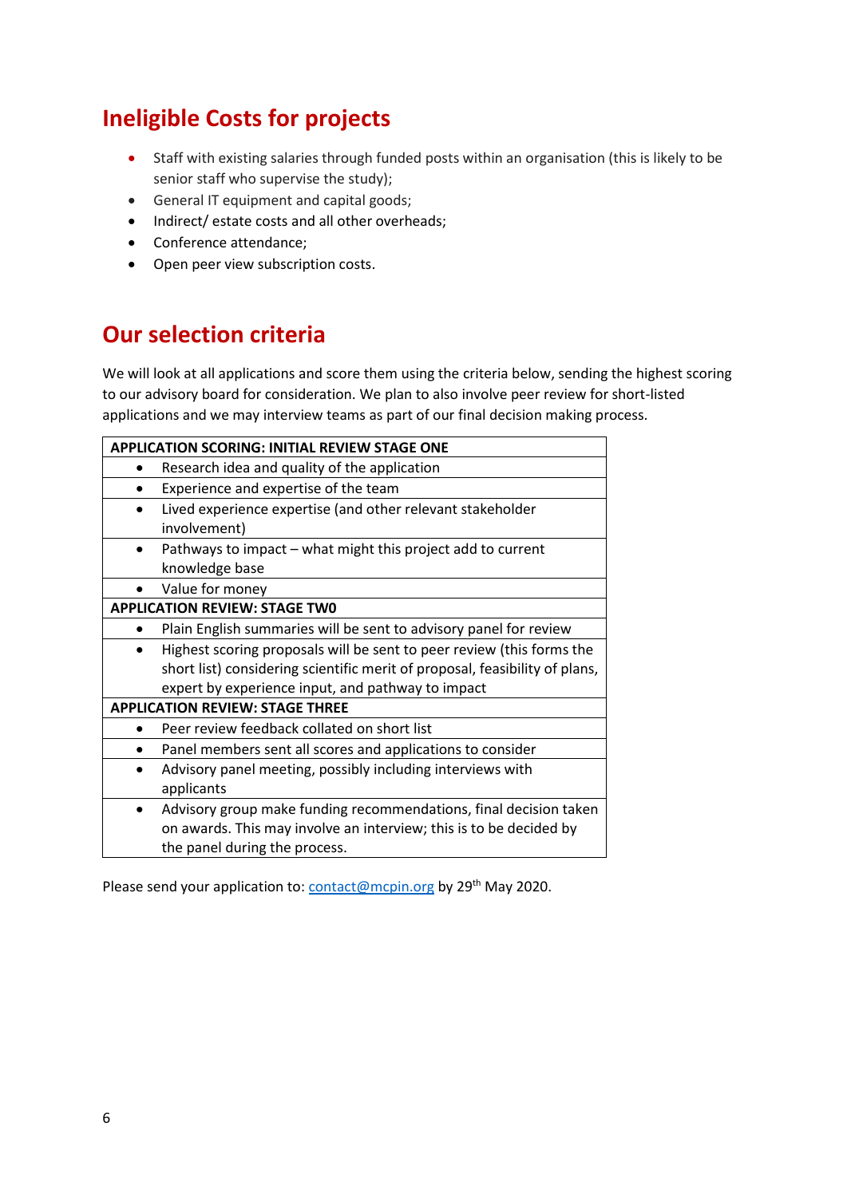## Ineligible Costs for projects

- Staff with existing salaries through funded posts within an organisation (this is likely to be senior staff who supervise the study);
- General IT equipment and capital goods;
- Indirect/ estate costs and all other overheads;
- Conference attendance;
- Open peer view subscription costs.

## Our selection criteria

We will look at all applications and score them using the criteria below, sending the highest scoring to our advisory board for consideration. We plan to also involve peer review for short-listed applications and we may interview teams as part of our final decision making process.

| |
|---|
| **APPLICATION SCORING: INITIAL REVIEW STAGE ONE** |
| • Research idea and quality of the application |
| • Experience and expertise of the team |
| • Lived experience expertise (and other relevant stakeholder involvement) |
| • Pathways to impact – what might this project add to current knowledge base |
| • Value for money |
| **APPLICATION REVIEW: STAGE TW0** |
| • Plain English summaries will be sent to advisory panel for review |
| • Highest scoring proposals will be sent to peer review (this forms the short list) considering scientific merit of proposal, feasibility of plans, expert by experience input, and pathway to impact |
| **APPLICATION REVIEW: STAGE THREE** |
| • Peer review feedback collated on short list |
| • Panel members sent all scores and applications to consider |
| • Advisory panel meeting, possibly including interviews with applicants |
| • Advisory group make funding recommendations, final decision taken on awards. This may involve an interview; this is to be decided by the panel during the process. |

Please send your application to: contact@mcpin.org by 29th May 2020.